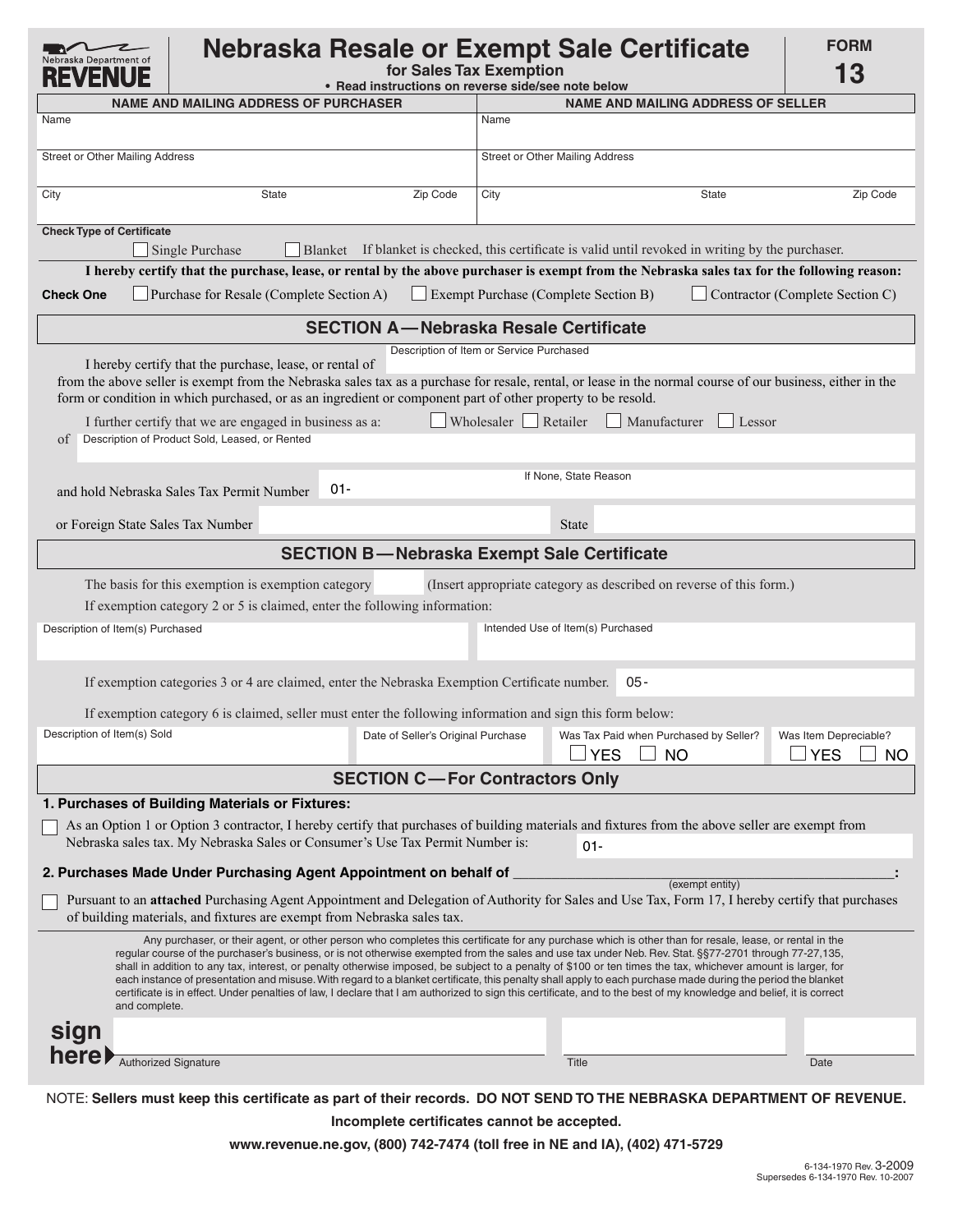Nebraska Department of **REVENUE**

# Nebraska Resale or Exempt Sale Certificate

**for Sales Tax Exemption**

• **Read instructions on reverse side/see note below**

**FORM 13**

| NAME AND MAILING ADDRESS OF PURCHASER | | | NAME AND MAILING ADDRESS OF SELLER | | |
|---|---|---|---|---|---|
| Name | | | Name | | |
| Street or Other Mailing Address | | | Street or Other Mailing Address | | |
| City | State | Zip Code | City | State | Zip Code |

**Check Type of Certificate**

☐ Single Purchase ☐ Blanket If blanket is checked, this certificate is valid until revoked in writing by the purchaser.

**I hereby certify that the purchase, lease, or rental by the above purchaser is exempt from the Nebraska sales tax for the following reason:**

**Check One** ☐ Purchase for Resale (Complete Section A) ☐ Exempt Purchase (Complete Section B) ☐ Contractor (Complete Section C)

## SECTION A — Nebraska Resale Certificate

I hereby certify that the purchase, lease, or rental of ______ (Description of Item or Service Purchased)
from the above seller is exempt from the Nebraska sales tax as a purchase for resale, rental, or lease in the normal course of our business, either in the form or condition in which purchased, or as an ingredient or component part of other property to be resold.

I further certify that we are engaged in business as a: ☐ Wholesaler ☐ Retailer ☐ Manufacturer ☐ Lessor

of ______ (Description of Product Sold, Leased, or Rented)

and hold Nebraska Sales Tax Permit Number 01- ______ If None, State Reason ______

or Foreign State Sales Tax Number ______ State ______

## SECTION B — Nebraska Exempt Sale Certificate

The basis for this exemption is exemption category ______ (Insert appropriate category as described on reverse of this form.)

If exemption category 2 or 5 is claimed, enter the following information:

| Description of Item(s) Purchased | Intended Use of Item(s) Purchased |
|---|---|
| | |

If exemption categories 3 or 4 are claimed, enter the Nebraska Exemption Certificate number. 05- ______

If exemption category 6 is claimed, seller must enter the following information and sign this form below:

| Description of Item(s) Sold | Date of Seller's Original Purchase | Was Tax Paid when Purchased by Seller? | Was Item Depreciable? |
|---|---|---|---|
| | | ☐ YES ☐ NO | ☐ YES ☐ NO |

## SECTION C — For Contractors Only

**1. Purchases of Building Materials or Fixtures:**

☐ As an Option 1 or Option 3 contractor, I hereby certify that purchases of building materials and fixtures from the above seller are exempt from Nebraska sales tax. My Nebraska Sales or Consumer's Use Tax Permit Number is: 01- ______

**2. Purchases Made Under Purchasing Agent Appointment on behalf of ______ (exempt entity):**

☐ Pursuant to an **attached** Purchasing Agent Appointment and Delegation of Authority for Sales and Use Tax, Form 17, I hereby certify that purchases of building materials, and fixtures are exempt from Nebraska sales tax.

Any purchaser, or their agent, or other person who completes this certificate for any purchase which is other than for resale, lease, or rental in the regular course of the purchaser's business, or is not otherwise exempted from the sales and use tax under Neb. Rev. Stat. §§77-2701 through 77-27,135, shall in addition to any tax, interest, or penalty otherwise imposed, be subject to a penalty of $100 or ten times the tax, whichever amount is larger, for each instance of presentation and misuse. With regard to a blanket certificate, this penalty shall apply to each purchase made during the period the blanket certificate is in effect. Under penalties of law, I declare that I am authorized to sign this certificate, and to the best of my knowledge and belief, it is correct and complete.

**sign here**

| Authorized Signature | Title | Date |
|---|---|---|
| | | |

NOTE: **Sellers must keep this certificate as part of their records. DO NOT SEND TO THE NEBRASKA DEPARTMENT OF REVENUE.**

**Incomplete certificates cannot be accepted.**

**www.revenue.ne.gov, (800) 742-7474 (toll free in NE and IA), (402) 471-5729**

6-134-1970 Rev. 3-2009
Supersedes 6-134-1970 Rev. 10-2007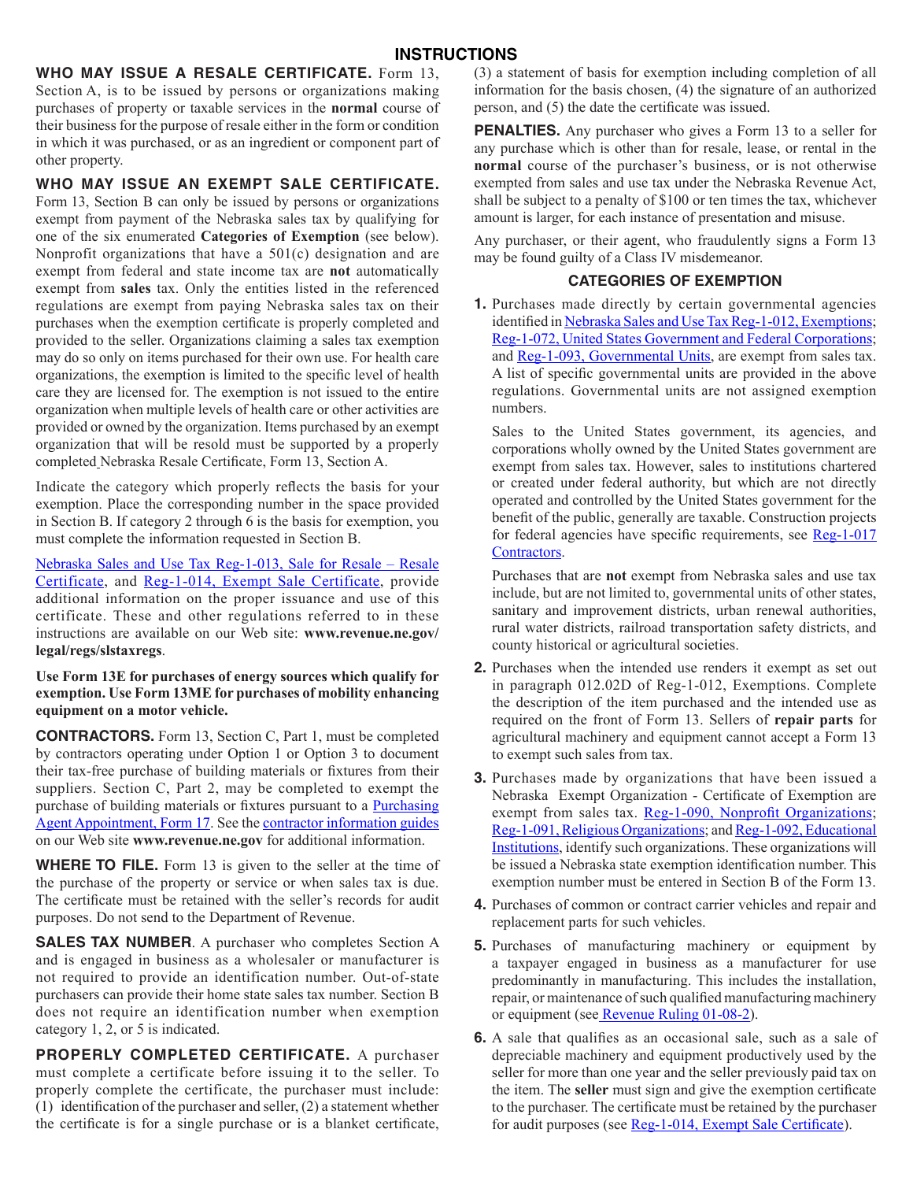# INSTRUCTIONS

**WHO MAY ISSUE A RESALE CERTIFICATE.** Form 13, Section A, is to be issued by persons or organizations making purchases of property or taxable services in the **normal** course of their business for the purpose of resale either in the form or condition in which it was purchased, or as an ingredient or component part of other property.

**WHO MAY ISSUE AN EXEMPT SALE CERTIFICATE.** Form 13, Section B can only be issued by persons or organizations exempt from payment of the Nebraska sales tax by qualifying for one of the six enumerated **Categories of Exemption** (see below). Nonprofit organizations that have a 501(c) designation and are exempt from federal and state income tax are **not** automatically exempt from **sales** tax. Only the entities listed in the referenced regulations are exempt from paying Nebraska sales tax on their purchases when the exemption certificate is properly completed and provided to the seller. Organizations claiming a sales tax exemption may do so only on items purchased for their own use. For health care organizations, the exemption is limited to the specific level of health care they are licensed for. The exemption is not issued to the entire organization when multiple levels of health care or other activities are provided or owned by the organization. Items purchased by an exempt organization that will be resold must be supported by a properly completed Nebraska Resale Certificate, Form 13, Section A.

Indicate the category which properly reflects the basis for your exemption. Place the corresponding number in the space provided in Section B. If category 2 through 6 is the basis for exemption, you must complete the information requested in Section B.

Nebraska Sales and Use Tax Reg-1-013, Sale for Resale – Resale Certificate, and Reg-1-014, Exempt Sale Certificate, provide additional information on the proper issuance and use of this certificate. These and other regulations referred to in these instructions are available on our Web site: **www.revenue.ne.gov/legal/regs/slstaxregs**.

**Use Form 13E for purchases of energy sources which qualify for exemption. Use Form 13ME for purchases of mobility enhancing equipment on a motor vehicle.**

**CONTRACTORS.** Form 13, Section C, Part 1, must be completed by contractors operating under Option 1 or Option 3 to document their tax-free purchase of building materials or fixtures from their suppliers. Section C, Part 2, may be completed to exempt the purchase of building materials or fixtures pursuant to a Purchasing Agent Appointment, Form 17. See the contractor information guides on our Web site **www.revenue.ne.gov** for additional information.

**WHERE TO FILE.** Form 13 is given to the seller at the time of the purchase of the property or service or when sales tax is due. The certificate must be retained with the seller's records for audit purposes. Do not send to the Department of Revenue.

**SALES TAX NUMBER**. A purchaser who completes Section A and is engaged in business as a wholesaler or manufacturer is not required to provide an identification number. Out-of-state purchasers can provide their home state sales tax number. Section B does not require an identification number when exemption category 1, 2, or 5 is indicated.

**PROPERLY COMPLETED CERTIFICATE.** A purchaser must complete a certificate before issuing it to the seller. To properly complete the certificate, the purchaser must include: (1) identification of the purchaser and seller, (2) a statement whether the certificate is for a single purchase or is a blanket certificate, (3) a statement of basis for exemption including completion of all information for the basis chosen, (4) the signature of an authorized person, and (5) the date the certificate was issued.

**PENALTIES.** Any purchaser who gives a Form 13 to a seller for any purchase which is other than for resale, lease, or rental in the **normal** course of the purchaser's business, or is not otherwise exempted from sales and use tax under the Nebraska Revenue Act, shall be subject to a penalty of $100 or ten times the tax, whichever amount is larger, for each instance of presentation and misuse.

Any purchaser, or their agent, who fraudulently signs a Form 13 may be found guilty of a Class IV misdemeanor.

## CATEGORIES OF EXEMPTION

1. Purchases made directly by certain governmental agencies identified in Nebraska Sales and Use Tax Reg-1-012, Exemptions; Reg-1-072, United States Government and Federal Corporations; and Reg-1-093, Governmental Units, are exempt from sales tax. A list of specific governmental units are provided in the above regulations. Governmental units are not assigned exemption numbers.

   Sales to the United States government, its agencies, and corporations wholly owned by the United States government are exempt from sales tax. However, sales to institutions chartered or created under federal authority, but which are not directly operated and controlled by the United States government for the benefit of the public, generally are taxable. Construction projects for federal agencies have specific requirements, see Reg-1-017 Contractors.

   Purchases that are **not** exempt from Nebraska sales and use tax include, but are not limited to, governmental units of other states, sanitary and improvement districts, urban renewal authorities, rural water districts, railroad transportation safety districts, and county historical or agricultural societies.

2. Purchases when the intended use renders it exempt as set out in paragraph 012.02D of Reg-1-012, Exemptions. Complete the description of the item purchased and the intended use as required on the front of Form 13. Sellers of **repair parts** for agricultural machinery and equipment cannot accept a Form 13 to exempt such sales from tax.

3. Purchases made by organizations that have been issued a Nebraska Exempt Organization - Certificate of Exemption are exempt from sales tax. Reg-1-090, Nonprofit Organizations; Reg-1-091, Religious Organizations; and Reg-1-092, Educational Institutions, identify such organizations. These organizations will be issued a Nebraska state exemption identification number. This exemption number must be entered in Section B of the Form 13.

4. Purchases of common or contract carrier vehicles and repair and replacement parts for such vehicles.

5. Purchases of manufacturing machinery or equipment by a taxpayer engaged in business as a manufacturer for use predominantly in manufacturing. This includes the installation, repair, or maintenance of such qualified manufacturing machinery or equipment (see Revenue Ruling 01-08-2).

6. A sale that qualifies as an occasional sale, such as a sale of depreciable machinery and equipment productively used by the seller for more than one year and the seller previously paid tax on the item. The **seller** must sign and give the exemption certificate to the purchaser. The certificate must be retained by the purchaser for audit purposes (see Reg-1-014, Exempt Sale Certificate).